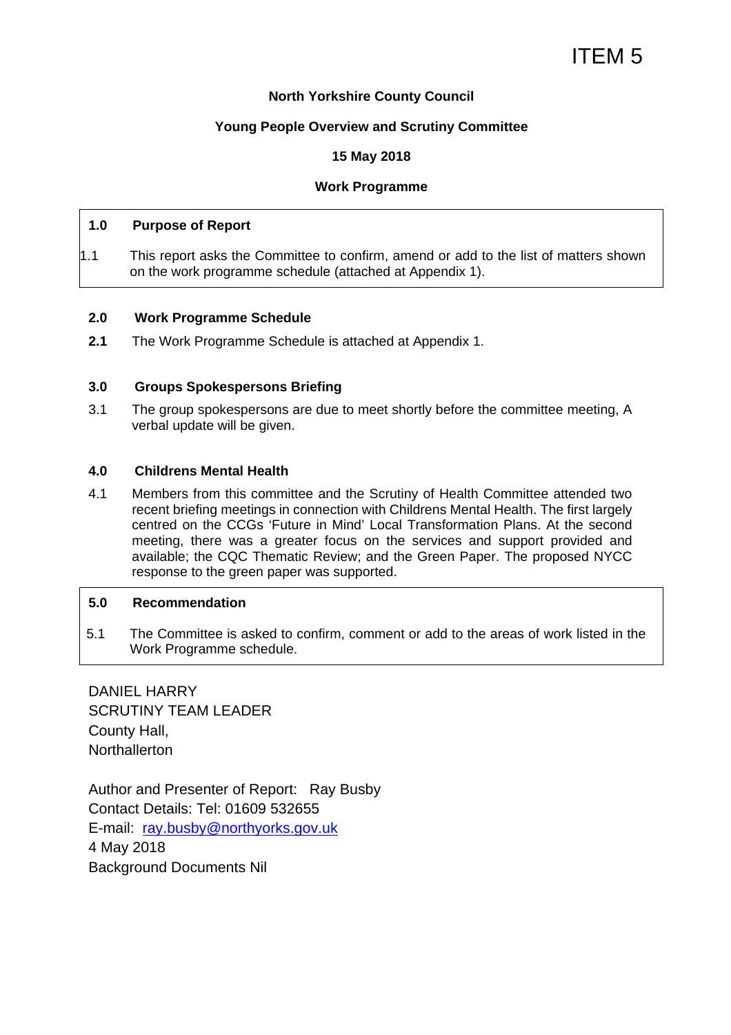ITEM 5

**North Yorkshire County Council**

**Young People Overview and Scrutiny Committee**

**15 May 2018**

**Work Programme**

## 1.0 Purpose of Report

1.1 This report asks the Committee to confirm, amend or add to the list of matters shown on the work programme schedule (attached at Appendix 1).

## 2.0 Work Programme Schedule

**2.1** The Work Programme Schedule is attached at Appendix 1.

## 3.0 Groups Spokespersons Briefing

3.1 The group spokespersons are due to meet shortly before the committee meeting, A verbal update will be given.

## 4.0 Childrens Mental Health

4.1 Members from this committee and the Scrutiny of Health Committee attended two recent briefing meetings in connection with Childrens Mental Health. The first largely centred on the CCGs 'Future in Mind' Local Transformation Plans. At the second meeting, there was a greater focus on the services and support provided and available; the CQC Thematic Review; and the Green Paper. The proposed NYCC response to the green paper was supported.

## 5.0 Recommendation

5.1 The Committee is asked to confirm, comment or add to the areas of work listed in the Work Programme schedule.

DANIEL HARRY
SCRUTINY TEAM LEADER
County Hall,
Northallerton

Author and Presenter of Report: Ray Busby
Contact Details: Tel: 01609 532655
E-mail: ray.busby@northyorks.gov.uk
4 May 2018
Background Documents Nil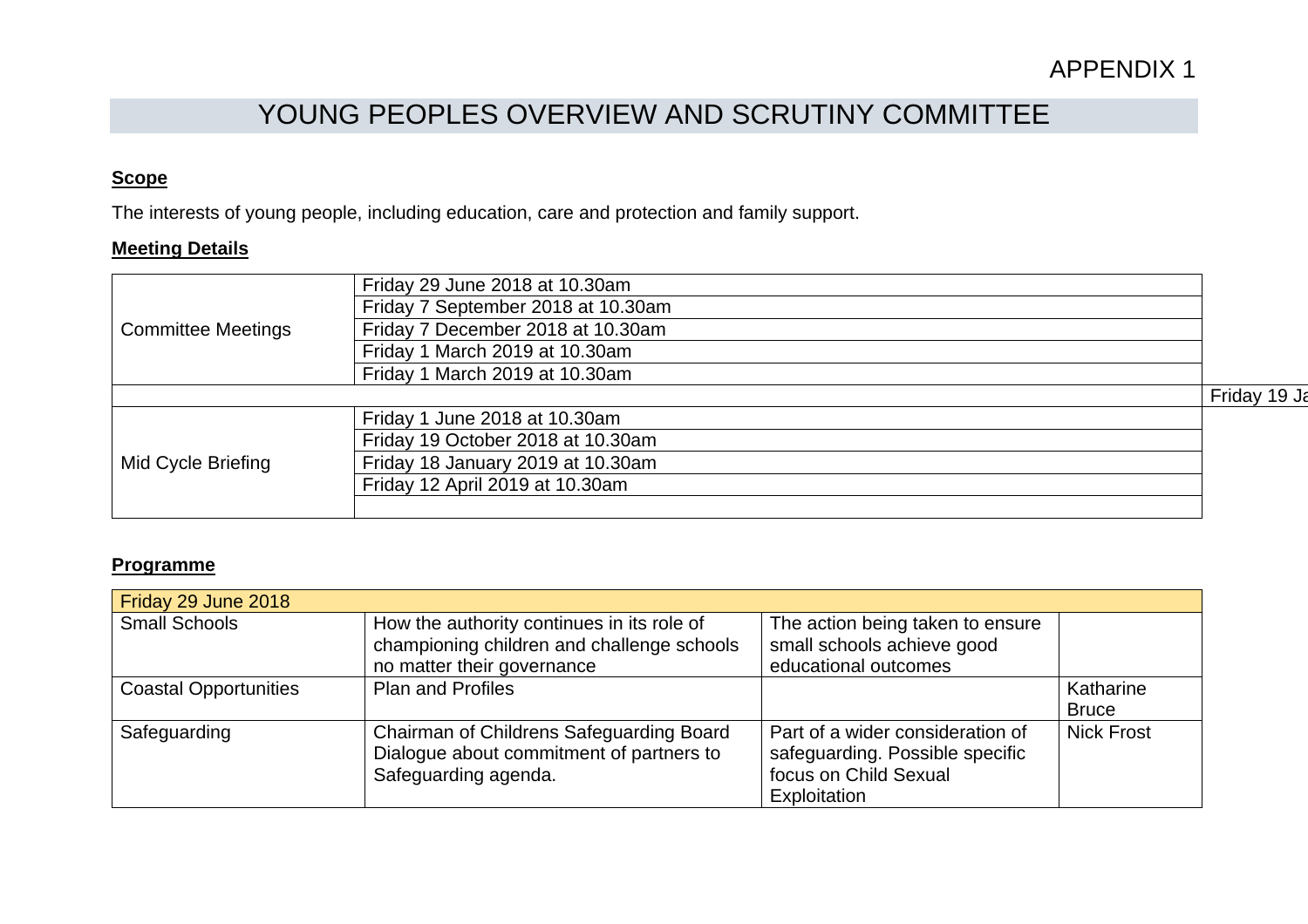APPENDIX 1

# YOUNG PEOPLES OVERVIEW AND SCRUTINY COMMITTEE

**Scope**

The interests of young people, including education, care and protection and family support.

**Meeting Details**

| | | |
|---|---|---|
| Committee Meetings | Friday 29 June 2018 at 10.30am | |
| | Friday 7 September 2018 at 10.30am | |
| | Friday 7 December 2018 at 10.30am | |
| | Friday 1 March 2019 at 10.30am | |
| | Friday 1 March 2019 at 10.30am | |
| | | Friday 19 Ja |
| Mid Cycle Briefing | Friday 1 June 2018 at 10.30am | |
| | Friday 19 October 2018 at 10.30am | |
| | Friday 18 January 2019 at 10.30am | |
| | Friday 12 April 2019 at 10.30am | |
| | | |

**Programme**

| Friday 29 June 2018 | | | |
|---|---|---|---|
| Small Schools | How the authority continues in its role of championing children and challenge schools no matter their governance | The action being taken to ensure small schools achieve good educational outcomes | |
| Coastal Opportunities | Plan and Profiles | | Katharine Bruce |
| Safeguarding | Chairman of Childrens Safeguarding Board Dialogue about commitment of partners to Safeguarding agenda. | Part of a wider consideration of safeguarding. Possible specific focus on Child Sexual Exploitation | Nick Frost |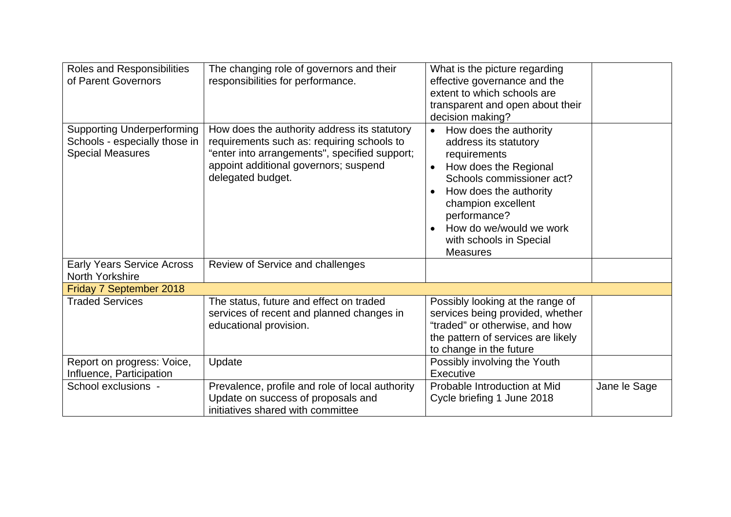| | | | |
|---|---|---|---|
| Roles and Responsibilities of Parent Governors | The changing role of governors and their responsibilities for performance. | What is the picture regarding effective governance and the extent to which schools are transparent and open about their decision making? | |
| Supporting Underperforming Schools - especially those in Special Measures | How does the authority address its statutory requirements such as: requiring schools to "enter into arrangements", specified support; appoint additional governors; suspend delegated budget. | • How does the authority address its statutory requirements<br>• How does the Regional Schools commissioner act?<br>• How does the authority champion excellent performance?<br>• How do we/would we work with schools in Special Measures | |
| Early Years Service Across North Yorkshire | Review of Service and challenges | | |
| **Friday 7 September 2018** | | | |
| Traded Services | The status, future and effect on traded services of recent and planned changes in educational provision. | Possibly looking at the range of services being provided, whether "traded" or otherwise, and how the pattern of services are likely to change in the future | |
| Report on progress: Voice, Influence, Participation | Update | Possibly involving the Youth Executive | |
| School exclusions - | Prevalence, profile and role of local authority Update on success of proposals and initiatives shared with committee | Probable Introduction at Mid Cycle briefing 1 June 2018 | Jane le Sage |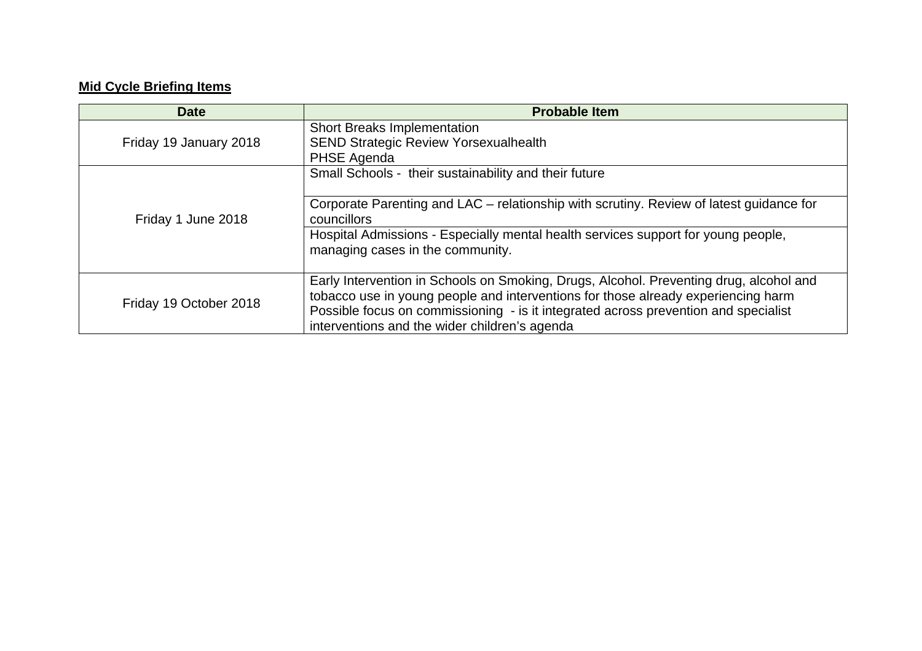**Mid Cycle Briefing Items**

| Date | Probable Item |
|---|---|
| Friday 19 January 2018 | Short Breaks Implementation<br>SEND Strategic Review Yorsexualhealth<br>PHSE Agenda |
| Friday 1 June 2018 | Small Schools - their sustainability and their future |
| | Corporate Parenting and LAC – relationship with scrutiny. Review of latest guidance for councillors |
| | Hospital Admissions - Especially mental health services support for young people, managing cases in the community. |
| Friday 19 October 2018 | Early Intervention in Schools on Smoking, Drugs, Alcohol. Preventing drug, alcohol and tobacco use in young people and interventions for those already experiencing harm<br>Possible focus on commissioning - is it integrated across prevention and specialist interventions and the wider children's agenda |